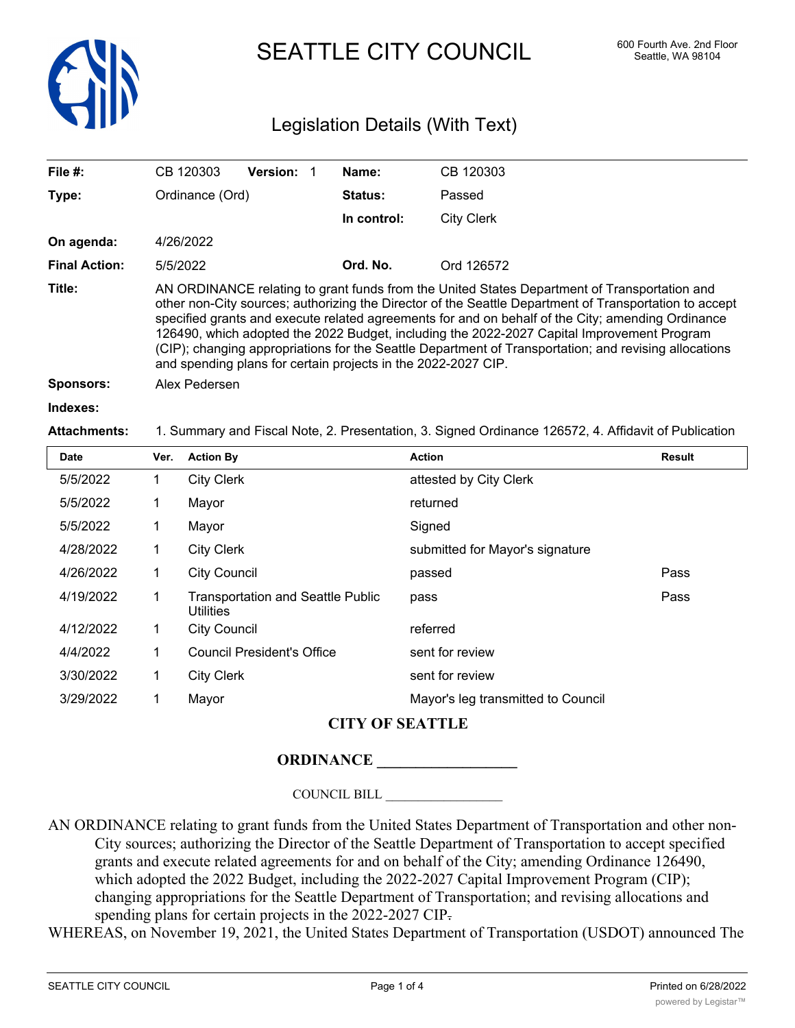# SEATTLE CITY COUNCIL

600 Fourth Ave. 2nd Floor
Seattle, WA 98104

## Legislation Details (With Text)

| | | | |
|---|---|---|---|
| **File #:** | CB 120303 **Version:** 1 | **Name:** | CB 120303 |
| **Type:** | Ordinance (Ord) | **Status:** | Passed |
| | | **In control:** | City Clerk |
| **On agenda:** | 4/26/2022 | | |
| **Final Action:** | 5/5/2022 | **Ord. No.** | Ord 126572 |

**Title:** AN ORDINANCE relating to grant funds from the United States Department of Transportation and other non-City sources; authorizing the Director of the Seattle Department of Transportation to accept specified grants and execute related agreements for and on behalf of the City; amending Ordinance 126490, which adopted the 2022 Budget, including the 2022-2027 Capital Improvement Program (CIP); changing appropriations for the Seattle Department of Transportation; and revising allocations and spending plans for certain projects in the 2022-2027 CIP.

**Sponsors:** Alex Pedersen

**Indexes:**

**Attachments:** 1. Summary and Fiscal Note, 2. Presentation, 3. Signed Ordinance 126572, 4. Affidavit of Publication

| Date | Ver. | Action By | Action | Result |
|---|---|---|---|---|
| 5/5/2022 | 1 | City Clerk | attested by City Clerk | |
| 5/5/2022 | 1 | Mayor | returned | |
| 5/5/2022 | 1 | Mayor | Signed | |
| 4/28/2022 | 1 | City Clerk | submitted for Mayor's signature | |
| 4/26/2022 | 1 | City Council | passed | Pass |
| 4/19/2022 | 1 | Transportation and Seattle Public Utilities | pass | Pass |
| 4/12/2022 | 1 | City Council | referred | |
| 4/4/2022 | 1 | Council President's Office | sent for review | |
| 3/30/2022 | 1 | City Clerk | sent for review | |
| 3/29/2022 | 1 | Mayor | Mayor's leg transmitted to Council | |

**CITY OF SEATTLE**

**ORDINANCE \_\_\_\_\_\_\_\_\_\_\_\_\_\_\_\_\_\_**

COUNCIL BILL \_\_\_\_\_\_\_\_\_\_\_\_\_\_\_\_\_\_

AN ORDINANCE relating to grant funds from the United States Department of Transportation and other non-City sources; authorizing the Director of the Seattle Department of Transportation to accept specified grants and execute related agreements for and on behalf of the City; amending Ordinance 126490, which adopted the 2022 Budget, including the 2022-2027 Capital Improvement Program (CIP); changing appropriations for the Seattle Department of Transportation; and revising allocations and spending plans for certain projects in the 2022-2027 CIP.

WHEREAS, on November 19, 2021, the United States Department of Transportation (USDOT) announced The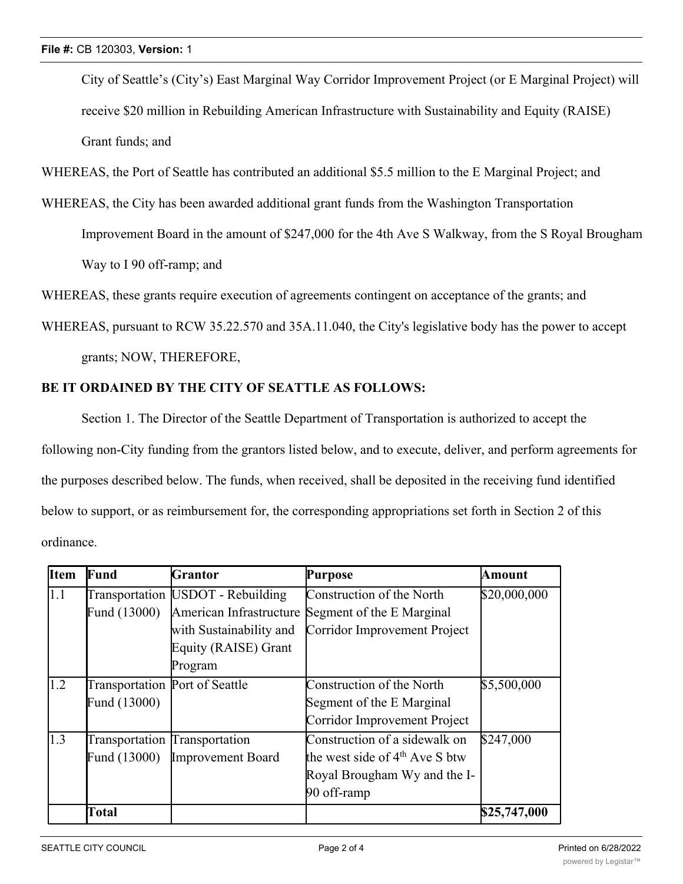City of Seattle's (City's) East Marginal Way Corridor Improvement Project (or E Marginal Project) will receive $20 million in Rebuilding American Infrastructure with Sustainability and Equity (RAISE) Grant funds; and

WHEREAS, the Port of Seattle has contributed an additional $5.5 million to the E Marginal Project; and

WHEREAS, the City has been awarded additional grant funds from the Washington Transportation Improvement Board in the amount of $247,000 for the 4th Ave S Walkway, from the S Royal Brougham Way to I 90 off-ramp; and

WHEREAS, these grants require execution of agreements contingent on acceptance of the grants; and

WHEREAS, pursuant to RCW 35.22.570 and 35A.11.040, the City's legislative body has the power to accept grants; NOW, THEREFORE,

**BE IT ORDAINED BY THE CITY OF SEATTLE AS FOLLOWS:**

Section 1. The Director of the Seattle Department of Transportation is authorized to accept the following non-City funding from the grantors listed below, and to execute, deliver, and perform agreements for the purposes described below. The funds, when received, shall be deposited in the receiving fund identified below to support, or as reimbursement for, the corresponding appropriations set forth in Section 2 of this ordinance.

| Item | Fund | Grantor | Purpose | Amount |
|---|---|---|---|---|
| 1.1 | Transportation Fund (13000) | USDOT - Rebuilding American Infrastructure with Sustainability and Equity (RAISE) Grant Program | Construction of the North Segment of the E Marginal Corridor Improvement Project | $20,000,000 |
| 1.2 | Transportation Fund (13000) | Port of Seattle | Construction of the North Segment of the E Marginal Corridor Improvement Project | $5,500,000 |
| 1.3 | Transportation Fund (13000) | Transportation Improvement Board | Construction of a sidewalk on the west side of 4th Ave S btw Royal Brougham Wy and the I-90 off-ramp | $247,000 |
| | **Total** | | | **$25,747,000** |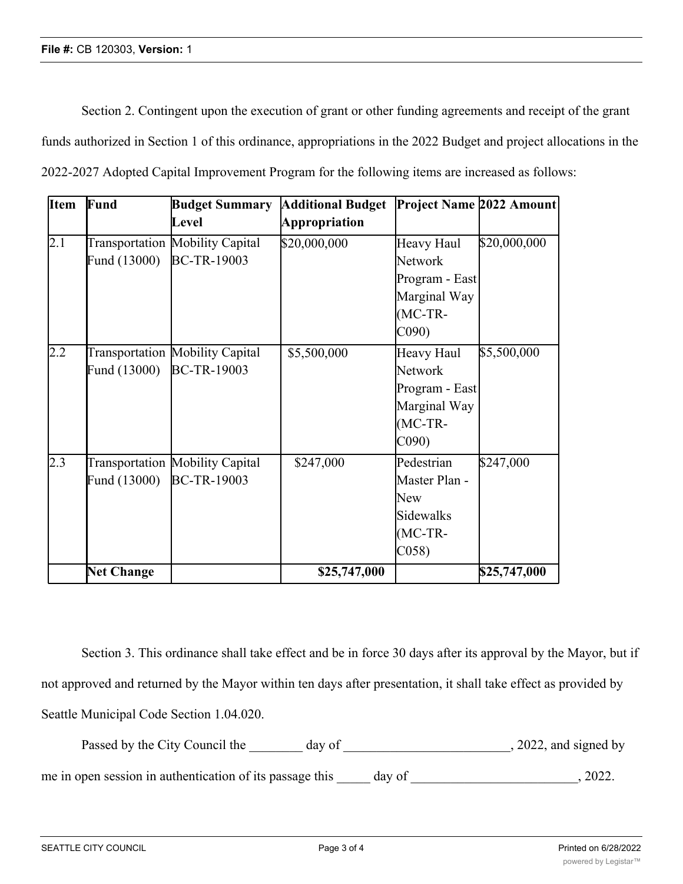Section 2. Contingent upon the execution of grant or other funding agreements and receipt of the grant funds authorized in Section 1 of this ordinance, appropriations in the 2022 Budget and project allocations in the 2022-2027 Adopted Capital Improvement Program for the following items are increased as follows:

| Item | Fund | Budget Summary Level | Additional Budget Appropriation | Project Name | 2022 Amount |
|---|---|---|---|---|---|
| 2.1 | Transportation Fund (13000) | Mobility Capital BC-TR-19003 | $20,000,000 | Heavy Haul Network Program - East Marginal Way (MC-TR-C090) | $20,000,000 |
| 2.2 | Transportation Fund (13000) | Mobility Capital BC-TR-19003 | $5,500,000 | Heavy Haul Network Program - East Marginal Way (MC-TR-C090) | $5,500,000 |
| 2.3 | Transportation Fund (13000) | Mobility Capital BC-TR-19003 | $247,000 | Pedestrian Master Plan - New Sidewalks (MC-TR-C058) | $247,000 |
| | **Net Change** | | **$25,747,000** | | **$25,747,000** |

Section 3. This ordinance shall take effect and be in force 30 days after its approval by the Mayor, but if not approved and returned by the Mayor within ten days after presentation, it shall take effect as provided by Seattle Municipal Code Section 1.04.020.

Passed by the City Council the ________ day of _________________________, 2022, and signed by me in open session in authentication of its passage this _____ day of ________________________, 2022.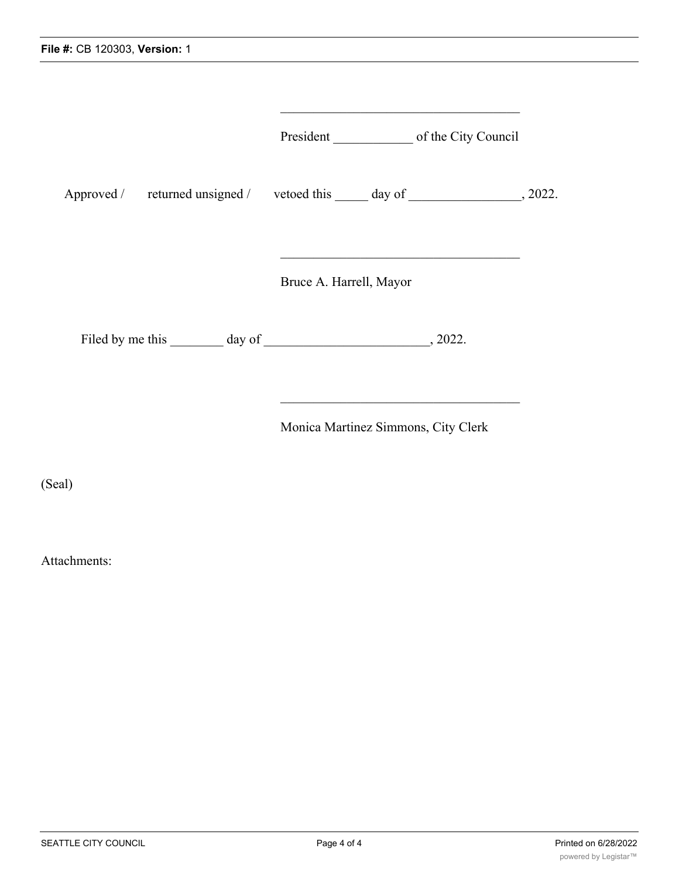\_\_\_\_\_\_\_\_\_\_\_\_\_\_\_\_\_\_\_\_\_\_\_\_\_\_\_\_\_\_\_\_\_\_\_\_

President \_\_\_\_\_\_\_\_\_\_\_\_ of the City Council

Approved / returned unsigned / vetoed this \_\_\_\_\_ day of \_\_\_\_\_\_\_\_\_\_\_\_\_\_\_\_\_, 2022.

\_\_\_\_\_\_\_\_\_\_\_\_\_\_\_\_\_\_\_\_\_\_\_\_\_\_\_\_\_\_\_\_\_\_\_\_

Bruce A. Harrell, Mayor

Filed by me this \_\_\_\_\_\_\_\_ day of \_\_\_\_\_\_\_\_\_\_\_\_\_\_\_\_\_\_\_\_\_\_\_\_\_, 2022.

\_\_\_\_\_\_\_\_\_\_\_\_\_\_\_\_\_\_\_\_\_\_\_\_\_\_\_\_\_\_\_\_\_\_\_\_

Monica Martinez Simmons, City Clerk

(Seal)

Attachments: